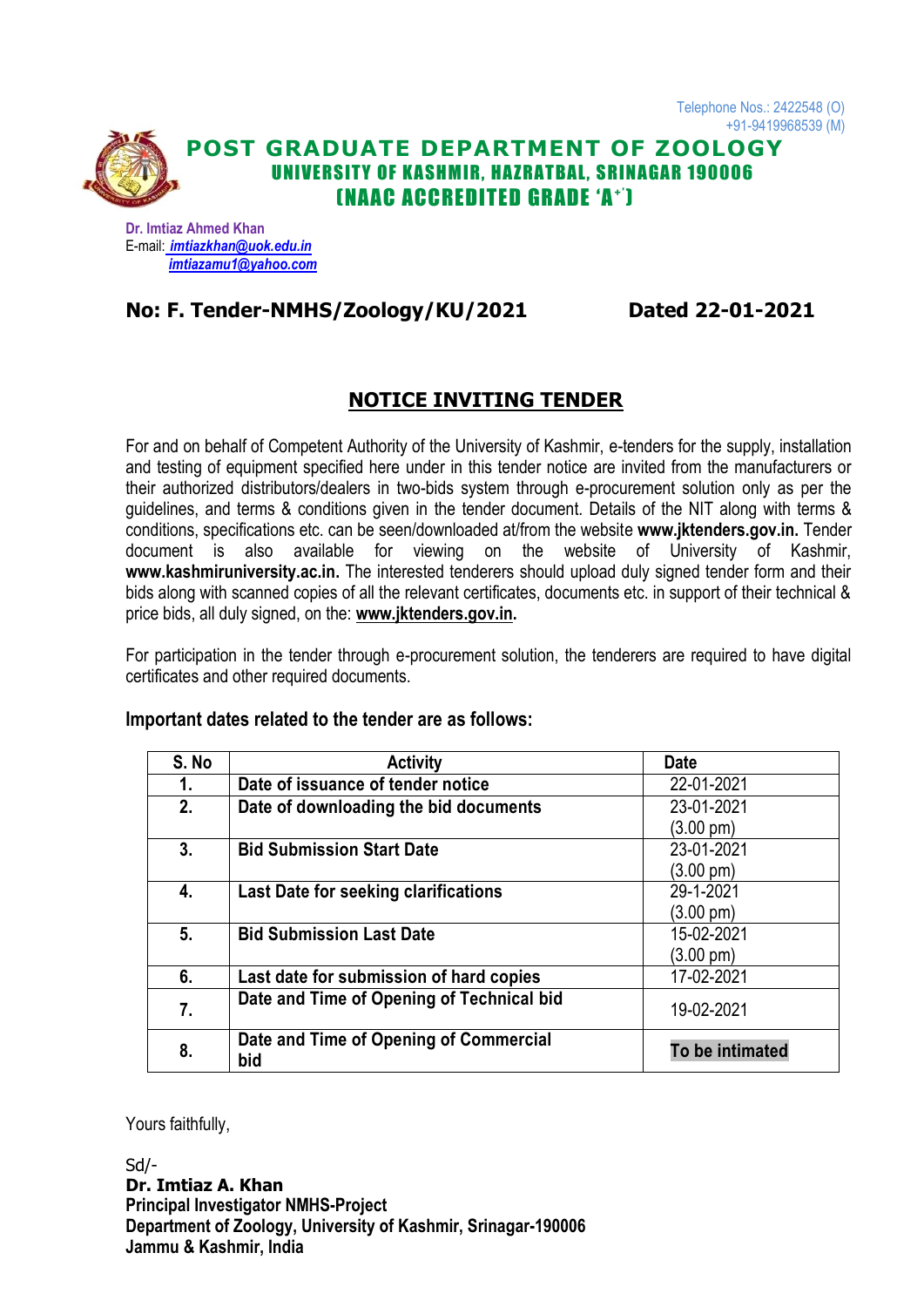Telephone Nos.: 2422548 (O)
+91-9419968539 (M)

# POST GRADUATE DEPARTMENT OF ZOOLOGY

## UNIVERSITY OF KASHMIR, HAZRATBAL, SRINAGAR 190006

## (NAAC ACCREDITED GRADE 'A+')

**Dr. Imtiaz Ahmed Khan**
E-mail: *imtiazkhan@uok.edu.in*
*imtiazamu1@yahoo.com*

**No: F. Tender-NMHS/Zoology/KU/2021** **Dated 22-01-2021**

## NOTICE INVITING TENDER

For and on behalf of Competent Authority of the University of Kashmir, e-tenders for the supply, installation and testing of equipment specified here under in this tender notice are invited from the manufacturers or their authorized distributors/dealers in two-bids system through e-procurement solution only as per the guidelines, and terms & conditions given in the tender document. Details of the NIT along with terms & conditions, specifications etc. can be seen/downloaded at/from the website **www.jktenders.gov.in.** Tender document is also available for viewing on the website of University of Kashmir, **www.kashmiruniversity.ac.in.** The interested tenderers should upload duly signed tender form and their bids along with scanned copies of all the relevant certificates, documents etc. in support of their technical & price bids, all duly signed, on the: **www.jktenders.gov.in.**

For participation in the tender through e-procurement solution, the tenderers are required to have digital certificates and other required documents.

**Important dates related to the tender are as follows:**

| S. No | Activity | Date |
|---|---|---|
| **1.** | **Date of issuance of tender notice** | 22-01-2021 |
| **2.** | **Date of downloading the bid documents** | 23-01-2021 (3.00 pm) |
| **3.** | **Bid Submission Start Date** | 23-01-2021 (3.00 pm) |
| **4.** | **Last Date for seeking clarifications** | 29-1-2021 (3.00 pm) |
| **5.** | **Bid Submission Last Date** | 15-02-2021 (3.00 pm) |
| **6.** | **Last date for submission of hard copies** | 17-02-2021 |
| **7.** | **Date and Time of Opening of Technical bid** | 19-02-2021 |
| **8.** | **Date and Time of Opening of Commercial bid** | **To be intimated** |

Yours faithfully,

Sd/-
**Dr. Imtiaz A. Khan**
**Principal Investigator NMHS-Project**
**Department of Zoology, University of Kashmir, Srinagar-190006**
**Jammu & Kashmir, India**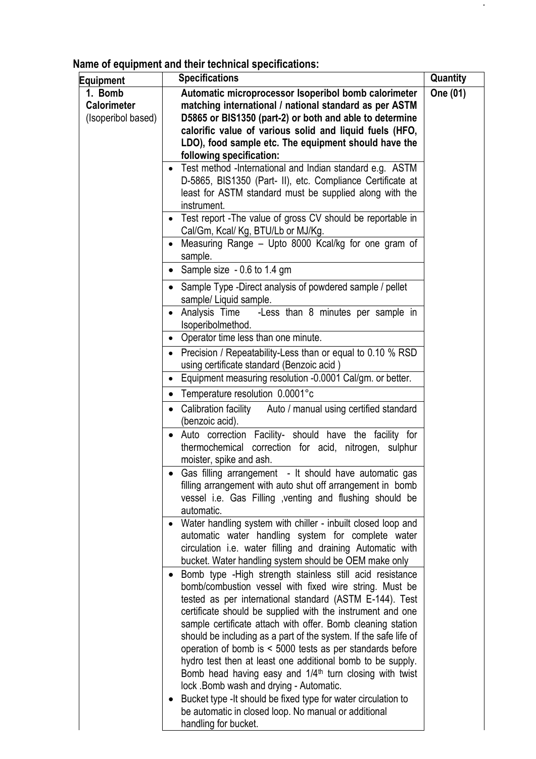**Name of equipment and their technical specifications:**

| Equipment | Specifications | Quantity |
|---|---|---|
| **1. Bomb Calorimeter** (Isoperibol based) | **Automatic microprocessor Isoperibol bomb calorimeter matching international / national standard as per ASTM D5865 or BIS1350 (part-2) or both and able to determine calorific value of various solid and liquid fuels (HFO, LDO), food sample etc. The equipment should have the following specification:** | One (01) |
| | • Test method -International and Indian standard e.g. ASTM D-5865, BIS1350 (Part- II), etc. Compliance Certificate at least for ASTM standard must be supplied along with the instrument. | |
| | • Test report -The value of gross CV should be reportable in Cal/Gm, Kcal/ Kg, BTU/Lb or MJ/Kg. | |
| | • Measuring Range – Upto 8000 Kcal/kg for one gram of sample. | |
| | • Sample size - 0.6 to 1.4 gm | |
| | • Sample Type -Direct analysis of powdered sample / pellet sample/ Liquid sample. | |
| | • Analysis Time -Less than 8 minutes per sample in Isoperibolmethod. | |
| | • Operator time less than one minute. | |
| | • Precision / Repeatability-Less than or equal to 0.10 % RSD using certificate standard (Benzoic acid ) | |
| | • Equipment measuring resolution -0.0001 Cal/gm. or better. | |
| | • Temperature resolution 0.0001°c | |
| | • Calibration facility Auto / manual using certified standard (benzoic acid). | |
| | • Auto correction Facility- should have the facility for thermochemical correction for acid, nitrogen, sulphur moister, spike and ash. | |
| | • Gas filling arrangement - It should have automatic gas filling arrangement with auto shut off arrangement in bomb vessel i.e. Gas Filling ,venting and flushing should be automatic. | |
| | • Water handling system with chiller - inbuilt closed loop and automatic water handling system for complete water circulation i.e. water filling and draining Automatic with bucket. Water handling system should be OEM make only | |
| | • Bomb type -High strength stainless still acid resistance bomb/combustion vessel with fixed wire string. Must be tested as per international standard (ASTM E-144). Test certificate should be supplied with the instrument and one sample certificate attach with offer. Bomb cleaning station should be including as a part of the system. If the safe life of operation of bomb is < 5000 tests as per standards before hydro test then at least one additional bomb to be supply. Bomb head having easy and 1/4th turn closing with twist lock .Bomb wash and drying - Automatic.<br>• Bucket type -It should be fixed type for water circulation to be automatic in closed loop. No manual or additional handling for bucket. | |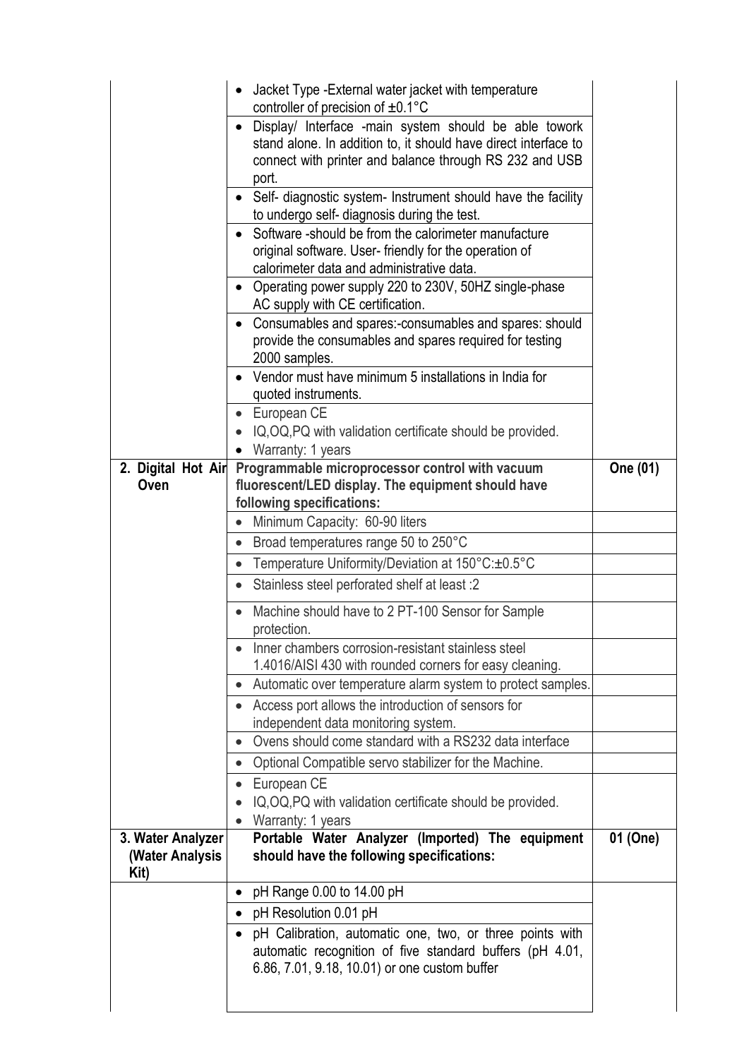| | | |
|---|---|---|
| | • Jacket Type -External water jacket with temperature controller of precision of ±0.1°C | |
| | • Display/ Interface -main system should be able towork stand alone. In addition to, it should have direct interface to connect with printer and balance through RS 232 and USB port. | |
| | • Self- diagnostic system- Instrument should have the facility to undergo self- diagnosis during the test. | |
| | • Software -should be from the calorimeter manufacture original software. User- friendly for the operation of calorimeter data and administrative data. | |
| | • Operating power supply 220 to 230V, 50HZ single-phase AC supply with CE certification. | |
| | • Consumables and spares:-consumables and spares: should provide the consumables and spares required for testing 2000 samples. | |
| | • Vendor must have minimum 5 installations in India for quoted instruments. | |
| | • European CE<br>• IQ,OQ,PQ with validation certificate should be provided.<br>• Warranty: 1 years | |
| **2. Digital Hot Air Oven** | **Programmable microprocessor control with vacuum fluorescent/LED display. The equipment should have following specifications:** | **One (01)** |
| | • Minimum Capacity: 60-90 liters | |
| | • Broad temperatures range 50 to 250°C | |
| | • Temperature Uniformity/Deviation at 150°C:±0.5°C | |
| | • Stainless steel perforated shelf at least :2 | |
| | • Machine should have to 2 PT-100 Sensor for Sample protection. | |
| | • Inner chambers corrosion-resistant stainless steel 1.4016/AISI 430 with rounded corners for easy cleaning. | |
| | • Automatic over temperature alarm system to protect samples. | |
| | • Access port allows the introduction of sensors for independent data monitoring system. | |
| | • Ovens should come standard with a RS232 data interface | |
| | • Optional Compatible servo stabilizer for the Machine. | |
| | • European CE<br>• IQ,OQ,PQ with validation certificate should be provided.<br>• Warranty: 1 years | |
| **3. Water Analyzer (Water Analysis Kit)** | **Portable Water Analyzer (Imported) The equipment should have the following specifications:** | **01 (One)** |
| | • pH Range 0.00 to 14.00 pH | |
| | • pH Resolution 0.01 pH | |
| | • pH Calibration, automatic one, two, or three points with automatic recognition of five standard buffers (pH 4.01, 6.86, 7.01, 9.18, 10.01) or one custom buffer | |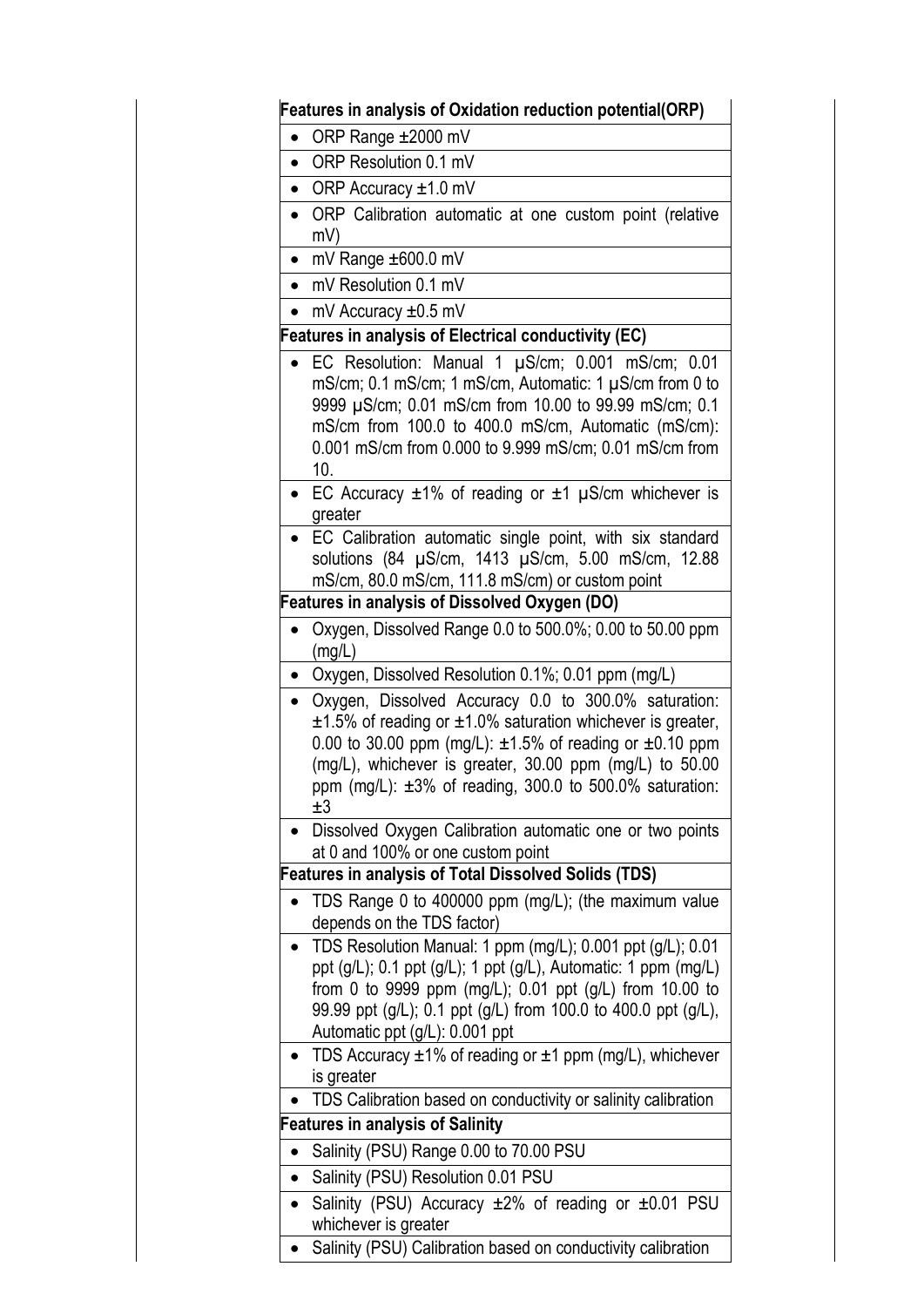**Features in analysis of Oxidation reduction potential(ORP)**

- ORP Range ±2000 mV
- ORP Resolution 0.1 mV
- ORP Accuracy ±1.0 mV
- ORP Calibration automatic at one custom point (relative mV)
- mV Range ±600.0 mV
- mV Resolution 0.1 mV
- mV Accuracy ±0.5 mV

**Features in analysis of Electrical conductivity (EC)**

- EC Resolution: Manual 1 µS/cm; 0.001 mS/cm; 0.01 mS/cm; 0.1 mS/cm; 1 mS/cm, Automatic: 1 µS/cm from 0 to 9999 µS/cm; 0.01 mS/cm from 10.00 to 99.99 mS/cm; 0.1 mS/cm from 100.0 to 400.0 mS/cm, Automatic (mS/cm): 0.001 mS/cm from 0.000 to 9.999 mS/cm; 0.01 mS/cm from 10.
- EC Accuracy ±1% of reading or ±1 µS/cm whichever is greater
- EC Calibration automatic single point, with six standard solutions (84 µS/cm, 1413 µS/cm, 5.00 mS/cm, 12.88 mS/cm, 80.0 mS/cm, 111.8 mS/cm) or custom point

**Features in analysis of Dissolved Oxygen (DO)**

- Oxygen, Dissolved Range 0.0 to 500.0%; 0.00 to 50.00 ppm (mg/L)
- Oxygen, Dissolved Resolution 0.1%; 0.01 ppm (mg/L)
- Oxygen, Dissolved Accuracy 0.0 to 300.0% saturation: ±1.5% of reading or ±1.0% saturation whichever is greater, 0.00 to 30.00 ppm (mg/L): ±1.5% of reading or ±0.10 ppm (mg/L), whichever is greater, 30.00 ppm (mg/L) to 50.00 ppm (mg/L): ±3% of reading, 300.0 to 500.0% saturation: ±3
- Dissolved Oxygen Calibration automatic one or two points at 0 and 100% or one custom point

**Features in analysis of Total Dissolved Solids (TDS)**

- TDS Range 0 to 400000 ppm (mg/L); (the maximum value depends on the TDS factor)
- TDS Resolution Manual: 1 ppm (mg/L); 0.001 ppt (g/L); 0.01 ppt (g/L); 0.1 ppt (g/L); 1 ppt (g/L), Automatic: 1 ppm (mg/L) from 0 to 9999 ppm (mg/L); 0.01 ppt (g/L) from 10.00 to 99.99 ppt (g/L); 0.1 ppt (g/L) from 100.0 to 400.0 ppt (g/L), Automatic ppt (g/L): 0.001 ppt
- TDS Accuracy ±1% of reading or ±1 ppm (mg/L), whichever is greater
- TDS Calibration based on conductivity or salinity calibration

**Features in analysis of Salinity**

- Salinity (PSU) Range 0.00 to 70.00 PSU
- Salinity (PSU) Resolution 0.01 PSU
- Salinity (PSU) Accuracy ±2% of reading or ±0.01 PSU whichever is greater
- Salinity (PSU) Calibration based on conductivity calibration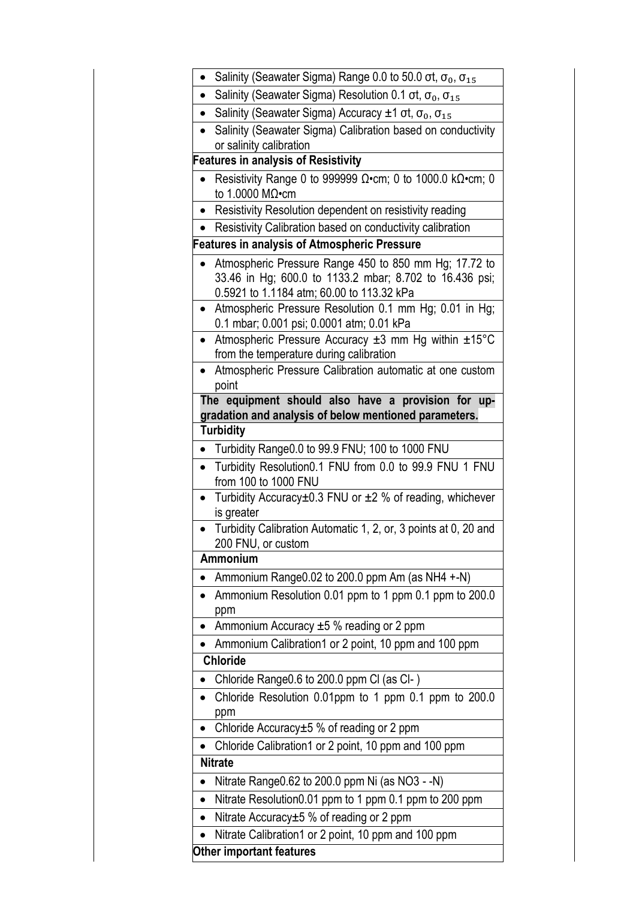- Salinity (Seawater Sigma) Range 0.0 to 50.0 σt, $\sigma_0$, $\sigma_{15}$
- Salinity (Seawater Sigma) Resolution 0.1 σt, $\sigma_0$, $\sigma_{15}$
- Salinity (Seawater Sigma) Accuracy ±1 σt, $\sigma_0$, $\sigma_{15}$
- Salinity (Seawater Sigma) Calibration based on conductivity or salinity calibration

**Features in analysis of Resistivity**

- Resistivity Range 0 to 999999 Ω•cm; 0 to 1000.0 kΩ•cm; 0 to 1.0000 MΩ•cm
- Resistivity Resolution dependent on resistivity reading
- Resistivity Calibration based on conductivity calibration

**Features in analysis of Atmospheric Pressure**

- Atmospheric Pressure Range 450 to 850 mm Hg; 17.72 to 33.46 in Hg; 600.0 to 1133.2 mbar; 8.702 to 16.436 psi; 0.5921 to 1.1184 atm; 60.00 to 113.32 kPa
- Atmospheric Pressure Resolution 0.1 mm Hg; 0.01 in Hg; 0.1 mbar; 0.001 psi; 0.0001 atm; 0.01 kPa
- Atmospheric Pressure Accuracy ±3 mm Hg within ±15°C from the temperature during calibration
- Atmospheric Pressure Calibration automatic at one custom point

**The equipment should also have a provision for up-gradation and analysis of below mentioned parameters.**

**Turbidity**

- Turbidity Range0.0 to 99.9 FNU; 100 to 1000 FNU
- Turbidity Resolution0.1 FNU from 0.0 to 99.9 FNU 1 FNU from 100 to 1000 FNU
- Turbidity Accuracy±0.3 FNU or ±2 % of reading, whichever is greater
- Turbidity Calibration Automatic 1, 2, or, 3 points at 0, 20 and 200 FNU, or custom

**Ammonium**

- Ammonium Range0.02 to 200.0 ppm Am (as $NH_4^+$-N)
- Ammonium Resolution 0.01 ppm to 1 ppm 0.1 ppm to 200.0 ppm
- Ammonium Accuracy ±5 % reading or 2 ppm
- Ammonium Calibration1 or 2 point, 10 ppm and 100 ppm

**Chloride**

- Chloride Range0.6 to 200.0 ppm Cl (as $Cl^-$ )
- Chloride Resolution 0.01ppm to 1 ppm 0.1 ppm to 200.0 ppm
- Chloride Accuracy±5 % of reading or 2 ppm
- Chloride Calibration1 or 2 point, 10 ppm and 100 ppm

**Nitrate**

- Nitrate Range0.62 to 200.0 ppm Ni (as $NO_3^-$-N)
- Nitrate Resolution0.01 ppm to 1 ppm 0.1 ppm to 200 ppm
- Nitrate Accuracy±5 % of reading or 2 ppm
- Nitrate Calibration1 or 2 point, 10 ppm and 100 ppm

**Other important features**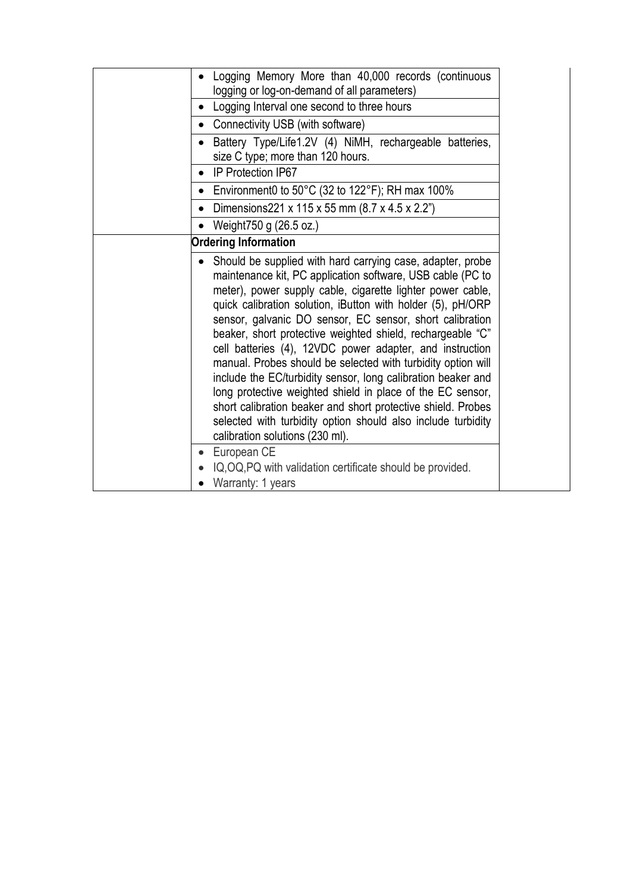| | | |
|---|---|---|
| | • Logging Memory More than 40,000 records (continuous logging or log-on-demand of all parameters) | |
| | • Logging Interval one second to three hours | |
| | • Connectivity USB (with software) | |
| | • Battery Type/Life1.2V (4) NiMH, rechargeable batteries, size C type; more than 120 hours. | |
| | • IP Protection IP67 | |
| | • Environment0 to 50°C (32 to 122°F); RH max 100% | |
| | • Dimensions221 x 115 x 55 mm (8.7 x 4.5 x 2.2") | |
| | • Weight750 g (26.5 oz.) | |
| | **Ordering Information** | |
| | • Should be supplied with hard carrying case, adapter, probe maintenance kit, PC application software, USB cable (PC to meter), power supply cable, cigarette lighter power cable, quick calibration solution, iButton with holder (5), pH/ORP sensor, galvanic DO sensor, EC sensor, short calibration beaker, short protective weighted shield, rechargeable "C" cell batteries (4), 12VDC power adapter, and instruction manual. Probes should be selected with turbidity option will include the EC/turbidity sensor, long calibration beaker and long protective weighted shield in place of the EC sensor, short calibration beaker and short protective shield. Probes selected with turbidity option should also include turbidity calibration solutions (230 ml). | |
| | • European CE<br>• IQ,OQ,PQ with validation certificate should be provided.<br>• Warranty: 1 years | |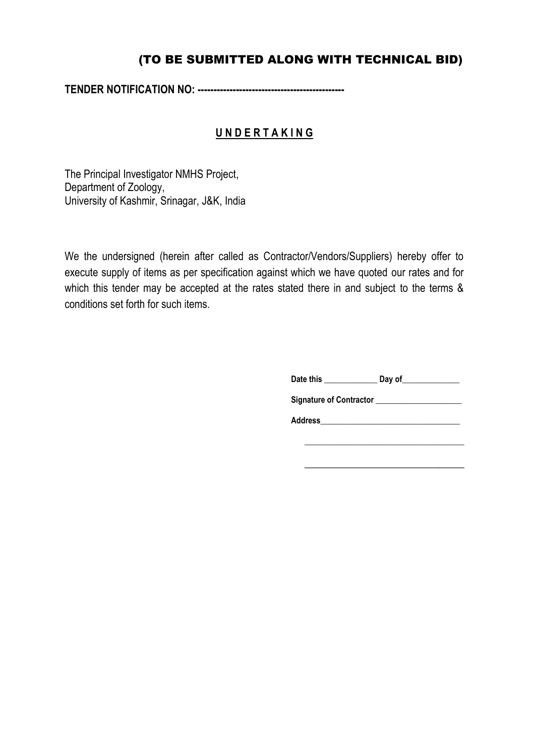## (TO BE SUBMITTED ALONG WITH TECHNICAL BID)

**TENDER NOTIFICATION NO: ----------------------------------------------**

### U N D E R T A K I N G

The Principal Investigator NMHS Project,
Department of Zoology,
University of Kashmir, Srinagar, J&K, India

We the undersigned (herein after called as Contractor/Vendors/Suppliers) hereby offer to execute supply of items as per specification against which we have quoted our rates and for which this tender may be accepted at the rates stated there in and subject to the terms & conditions set forth for such items.

**Date this** _____________ **Day of**_____________

**Signature of Contractor** ____________________

**Address**_________________________________

_____________________________________

_____________________________________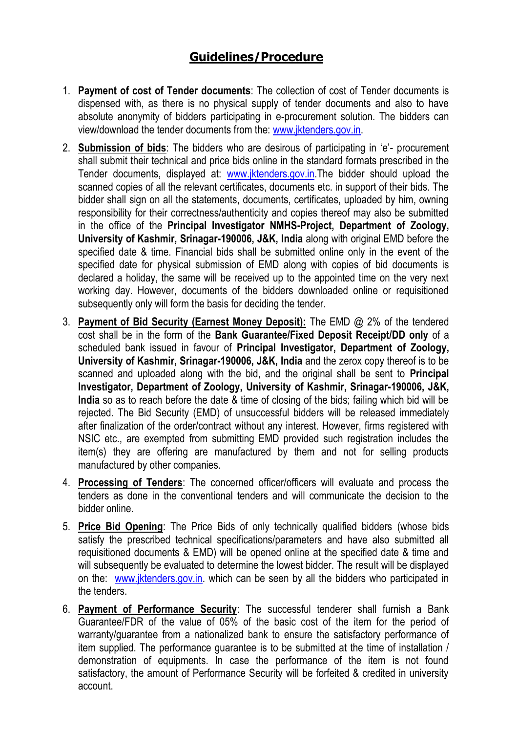# Guidelines/Procedure

1. **Payment of cost of Tender documents**: The collection of cost of Tender documents is dispensed with, as there is no physical supply of tender documents and also to have absolute anonymity of bidders participating in e-procurement solution. The bidders can view/download the tender documents from the: www.jktenders.gov.in.

2. **Submission of bids**: The bidders who are desirous of participating in 'e'- procurement shall submit their technical and price bids online in the standard formats prescribed in the Tender documents, displayed at: www.jktenders.gov.in.The bidder should upload the scanned copies of all the relevant certificates, documents etc. in support of their bids. The bidder shall sign on all the statements, documents, certificates, uploaded by him, owning responsibility for their correctness/authenticity and copies thereof may also be submitted in the office of the **Principal Investigator NMHS-Project, Department of Zoology, University of Kashmir, Srinagar-190006, J&K, India** along with original EMD before the specified date & time. Financial bids shall be submitted online only in the event of the specified date for physical submission of EMD along with copies of bid documents is declared a holiday, the same will be received up to the appointed time on the very next working day. However, documents of the bidders downloaded online or requisitioned subsequently only will form the basis for deciding the tender.

3. **Payment of Bid Security (Earnest Money Deposit):** The EMD @ 2% of the tendered cost shall be in the form of the **Bank Guarantee/Fixed Deposit Receipt/DD only** of a scheduled bank issued in favour of **Principal Investigator, Department of Zoology, University of Kashmir, Srinagar-190006, J&K, India** and the zerox copy thereof is to be scanned and uploaded along with the bid, and the original shall be sent to **Principal Investigator, Department of Zoology, University of Kashmir, Srinagar-190006, J&K, India** so as to reach before the date & time of closing of the bids; failing which bid will be rejected. The Bid Security (EMD) of unsuccessful bidders will be released immediately after finalization of the order/contract without any interest. However, firms registered with NSIC etc., are exempted from submitting EMD provided such registration includes the item(s) they are offering are manufactured by them and not for selling products manufactured by other companies.

4. **Processing of Tenders**: The concerned officer/officers will evaluate and process the tenders as done in the conventional tenders and will communicate the decision to the bidder online.

5. **Price Bid Opening**: The Price Bids of only technically qualified bidders (whose bids satisfy the prescribed technical specifications/parameters and have also submitted all requisitioned documents & EMD) will be opened online at the specified date & time and will subsequently be evaluated to determine the lowest bidder. The result will be displayed on the: www.jktenders.gov.in. which can be seen by all the bidders who participated in the tenders.

6. **Payment of Performance Security**: The successful tenderer shall furnish a Bank Guarantee/FDR of the value of 05% of the basic cost of the item for the period of warranty/guarantee from a nationalized bank to ensure the satisfactory performance of item supplied. The performance guarantee is to be submitted at the time of installation / demonstration of equipments. In case the performance of the item is not found satisfactory, the amount of Performance Security will be forfeited & credited in university account.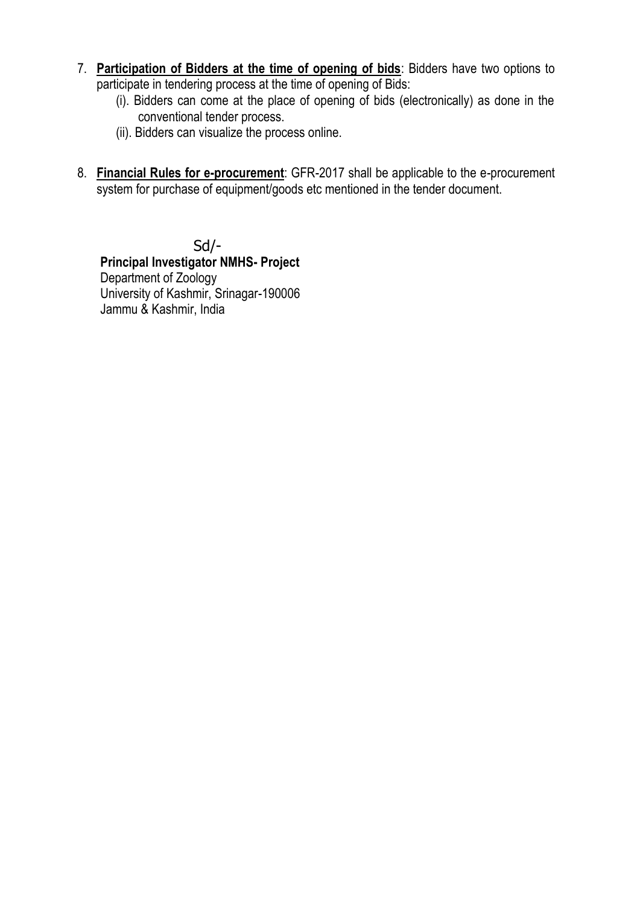7. **Participation of Bidders at the time of opening of bids**: Bidders have two options to participate in tendering process at the time of opening of Bids:
   (i). Bidders can come at the place of opening of bids (electronically) as done in the conventional tender process.
   (ii). Bidders can visualize the process online.

8. **Financial Rules for e-procurement**: GFR-2017 shall be applicable to the e-procurement system for purchase of equipment/goods etc mentioned in the tender document.

Sd/-
**Principal Investigator NMHS- Project**
Department of Zoology
University of Kashmir, Srinagar-190006
Jammu & Kashmir, India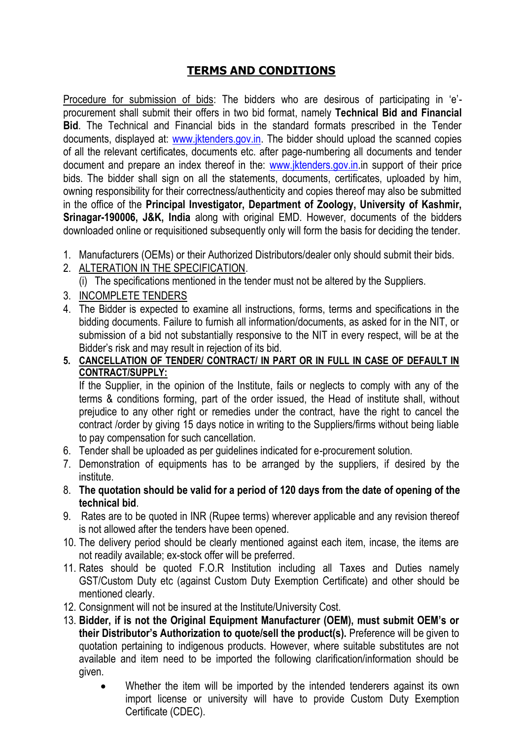# TERMS AND CONDITIONS

Procedure for submission of bids: The bidders who are desirous of participating in 'e'-procurement shall submit their offers in two bid format, namely **Technical Bid and Financial Bid**. The Technical and Financial bids in the standard formats prescribed in the Tender documents, displayed at: www.jktenders.gov.in. The bidder should upload the scanned copies of all the relevant certificates, documents etc. after page-numbering all documents and tender document and prepare an index thereof in the: www.jktenders.gov.in.in support of their price bids. The bidder shall sign on all the statements, documents, certificates, uploaded by him, owning responsibility for their correctness/authenticity and copies thereof may also be submitted in the office of the **Principal Investigator, Department of Zoology, University of Kashmir, Srinagar-190006, J&K, India** along with original EMD. However, documents of the bidders downloaded online or requisitioned subsequently only will form the basis for deciding the tender.

1. Manufacturers (OEMs) or their Authorized Distributors/dealer only should submit their bids.
2. ALTERATION IN THE SPECIFICATION.
   (i) The specifications mentioned in the tender must not be altered by the Suppliers.
3. INCOMPLETE TENDERS
4. The Bidder is expected to examine all instructions, forms, terms and specifications in the bidding documents. Failure to furnish all information/documents, as asked for in the NIT, or submission of a bid not substantially responsive to the NIT in every respect, will be at the Bidder's risk and may result in rejection of its bid.
5. **CANCELLATION OF TENDER/ CONTRACT/ IN PART OR IN FULL IN CASE OF DEFAULT IN CONTRACT/SUPPLY:**
   If the Supplier, in the opinion of the Institute, fails or neglects to comply with any of the terms & conditions forming, part of the order issued, the Head of institute shall, without prejudice to any other right or remedies under the contract, have the right to cancel the contract /order by giving 15 days notice in writing to the Suppliers/firms without being liable to pay compensation for such cancellation.
6. Tender shall be uploaded as per guidelines indicated for e-procurement solution.
7. Demonstration of equipments has to be arranged by the suppliers, if desired by the institute.
8. **The quotation should be valid for a period of 120 days from the date of opening of the technical bid**.
9. Rates are to be quoted in INR (Rupee terms) wherever applicable and any revision thereof is not allowed after the tenders have been opened.
10. The delivery period should be clearly mentioned against each item, incase, the items are not readily available; ex-stock offer will be preferred.
11. Rates should be quoted F.O.R Institution including all Taxes and Duties namely GST/Custom Duty etc (against Custom Duty Exemption Certificate) and other should be mentioned clearly.
12. Consignment will not be insured at the Institute/University Cost.
13. **Bidder, if is not the Original Equipment Manufacturer (OEM), must submit OEM's or their Distributor's Authorization to quote/sell the product(s).** Preference will be given to quotation pertaining to indigenous products. However, where suitable substitutes are not available and item need to be imported the following clarification/information should be given.
    - Whether the item will be imported by the intended tenderers against its own import license or university will have to provide Custom Duty Exemption Certificate (CDEC).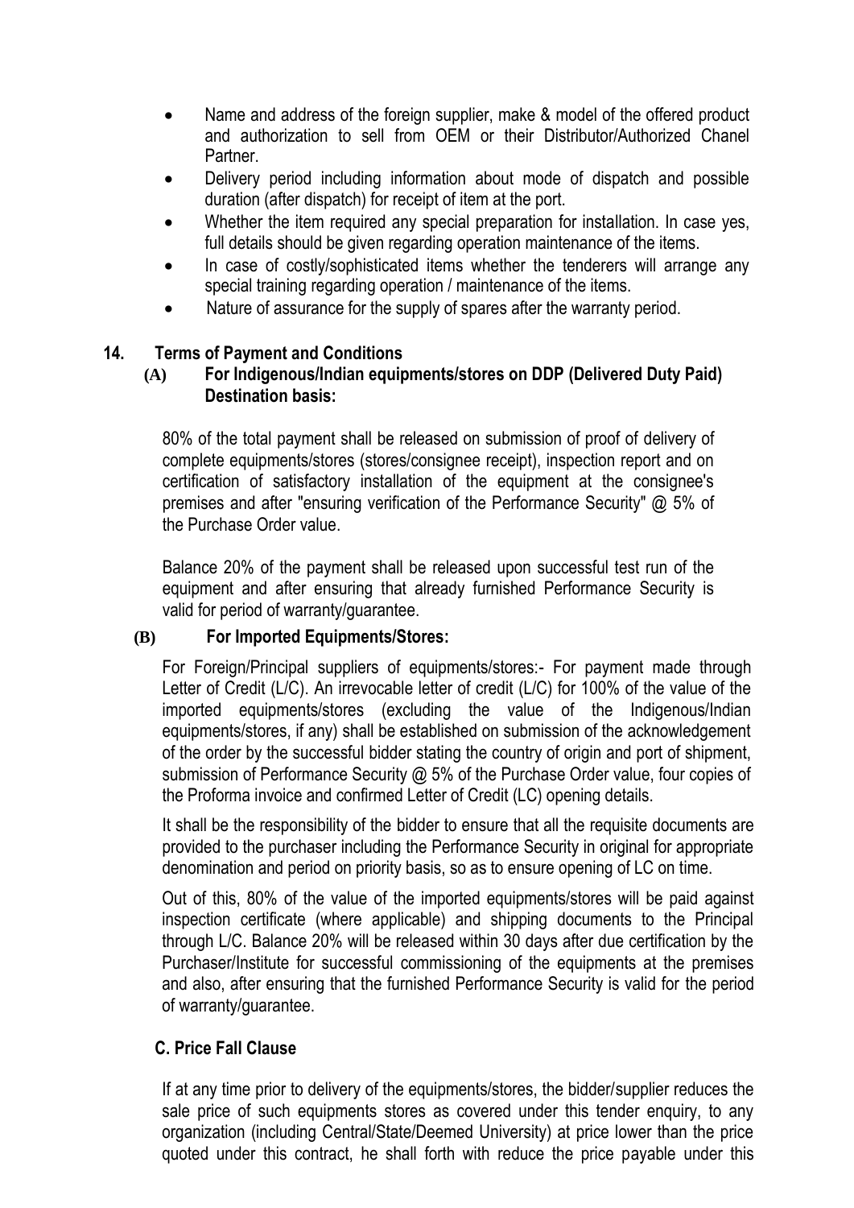- Name and address of the foreign supplier, make & model of the offered product and authorization to sell from OEM or their Distributor/Authorized Chanel Partner.
- Delivery period including information about mode of dispatch and possible duration (after dispatch) for receipt of item at the port.
- Whether the item required any special preparation for installation. In case yes, full details should be given regarding operation maintenance of the items.
- In case of costly/sophisticated items whether the tenderers will arrange any special training regarding operation / maintenance of the items.
- Nature of assurance for the supply of spares after the warranty period.

## 14. Terms of Payment and Conditions

### (A) For Indigenous/Indian equipments/stores on DDP (Delivered Duty Paid) Destination basis:

80% of the total payment shall be released on submission of proof of delivery of complete equipments/stores (stores/consignee receipt), inspection report and on certification of satisfactory installation of the equipment at the consignee's premises and after "ensuring verification of the Performance Security" @ 5% of the Purchase Order value.

Balance 20% of the payment shall be released upon successful test run of the equipment and after ensuring that already furnished Performance Security is valid for period of warranty/guarantee.

### (B) For Imported Equipments/Stores:

For Foreign/Principal suppliers of equipments/stores:- For payment made through Letter of Credit (L/C). An irrevocable letter of credit (L/C) for 100% of the value of the imported equipments/stores (excluding the value of the Indigenous/Indian equipments/stores, if any) shall be established on submission of the acknowledgement of the order by the successful bidder stating the country of origin and port of shipment, submission of Performance Security @ 5% of the Purchase Order value, four copies of the Proforma invoice and confirmed Letter of Credit (LC) opening details.

It shall be the responsibility of the bidder to ensure that all the requisite documents are provided to the purchaser including the Performance Security in original for appropriate denomination and period on priority basis, so as to ensure opening of LC on time.

Out of this, 80% of the value of the imported equipments/stores will be paid against inspection certificate (where applicable) and shipping documents to the Principal through L/C. Balance 20% will be released within 30 days after due certification by the Purchaser/Institute for successful commissioning of the equipments at the premises and also, after ensuring that the furnished Performance Security is valid for the period of warranty/guarantee.

### C. Price Fall Clause

If at any time prior to delivery of the equipments/stores, the bidder/supplier reduces the sale price of such equipments stores as covered under this tender enquiry, to any organization (including Central/State/Deemed University) at price lower than the price quoted under this contract, he shall forth with reduce the price payable under this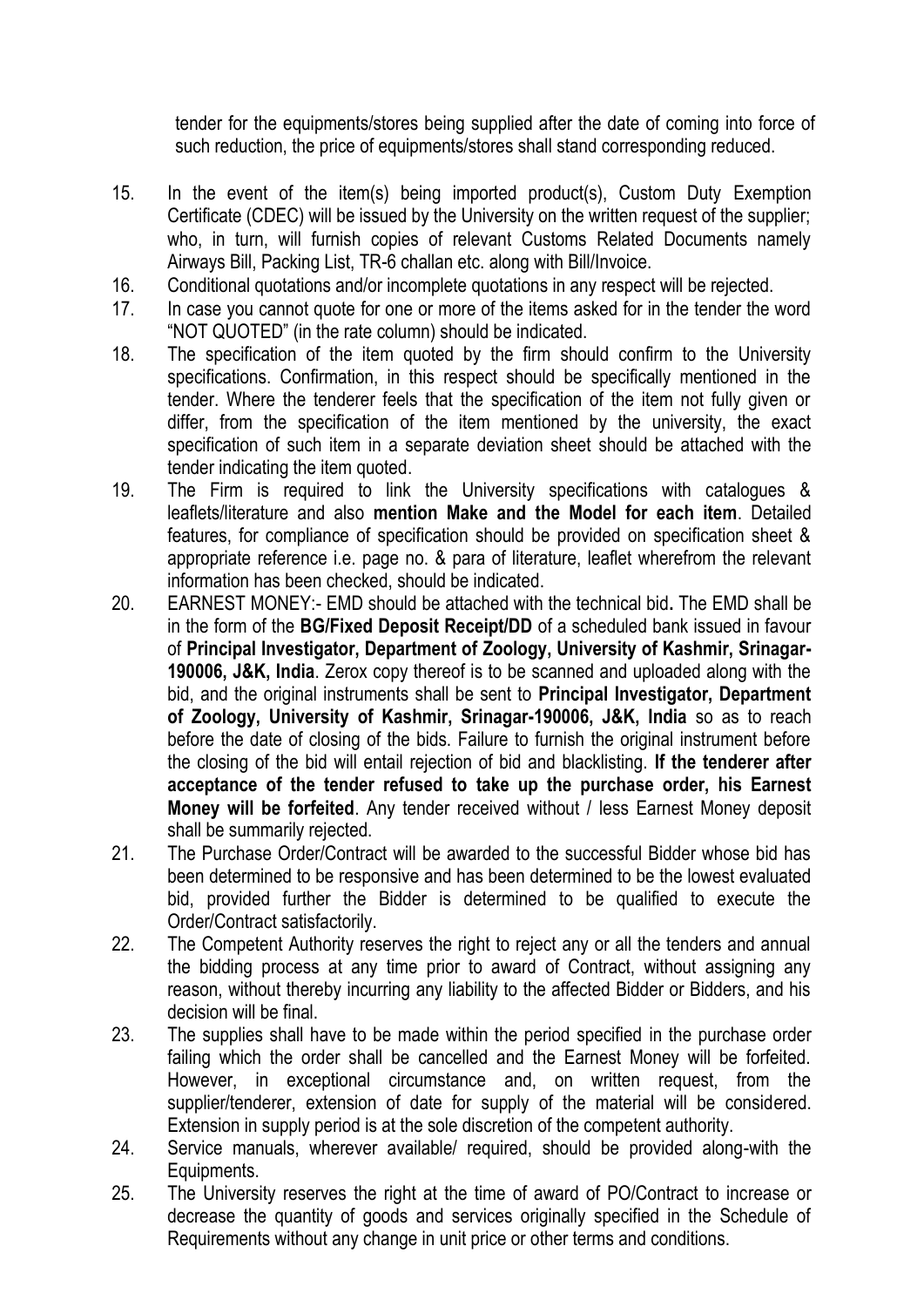tender for the equipments/stores being supplied after the date of coming into force of such reduction, the price of equipments/stores shall stand corresponding reduced.

15. In the event of the item(s) being imported product(s), Custom Duty Exemption Certificate (CDEC) will be issued by the University on the written request of the supplier; who, in turn, will furnish copies of relevant Customs Related Documents namely Airways Bill, Packing List, TR-6 challan etc. along with Bill/Invoice.
16. Conditional quotations and/or incomplete quotations in any respect will be rejected.
17. In case you cannot quote for one or more of the items asked for in the tender the word "NOT QUOTED" (in the rate column) should be indicated.
18. The specification of the item quoted by the firm should confirm to the University specifications. Confirmation, in this respect should be specifically mentioned in the tender. Where the tenderer feels that the specification of the item not fully given or differ, from the specification of the item mentioned by the university, the exact specification of such item in a separate deviation sheet should be attached with the tender indicating the item quoted.
19. The Firm is required to link the University specifications with catalogues & leaflets/literature and also **mention Make and the Model for each item**. Detailed features, for compliance of specification should be provided on specification sheet & appropriate reference i.e. page no. & para of literature, leaflet wherefrom the relevant information has been checked, should be indicated.
20. EARNEST MONEY:- EMD should be attached with the technical bid**.** The EMD shall be in the form of the **BG/Fixed Deposit Receipt/DD** of a scheduled bank issued in favour of **Principal Investigator, Department of Zoology, University of Kashmir, Srinagar-190006, J&K, India**. Zerox copy thereof is to be scanned and uploaded along with the bid, and the original instruments shall be sent to **Principal Investigator, Department of Zoology, University of Kashmir, Srinagar-190006, J&K, India** so as to reach before the date of closing of the bids. Failure to furnish the original instrument before the closing of the bid will entail rejection of bid and blacklisting. **If the tenderer after acceptance of the tender refused to take up the purchase order, his Earnest Money will be forfeited**. Any tender received without / less Earnest Money deposit shall be summarily rejected.
21. The Purchase Order/Contract will be awarded to the successful Bidder whose bid has been determined to be responsive and has been determined to be the lowest evaluated bid, provided further the Bidder is determined to be qualified to execute the Order/Contract satisfactorily.
22. The Competent Authority reserves the right to reject any or all the tenders and annual the bidding process at any time prior to award of Contract, without assigning any reason, without thereby incurring any liability to the affected Bidder or Bidders, and his decision will be final.
23. The supplies shall have to be made within the period specified in the purchase order failing which the order shall be cancelled and the Earnest Money will be forfeited. However, in exceptional circumstance and, on written request, from the supplier/tenderer, extension of date for supply of the material will be considered. Extension in supply period is at the sole discretion of the competent authority.
24. Service manuals, wherever available/ required, should be provided along-with the Equipments.
25. The University reserves the right at the time of award of PO/Contract to increase or decrease the quantity of goods and services originally specified in the Schedule of Requirements without any change in unit price or other terms and conditions.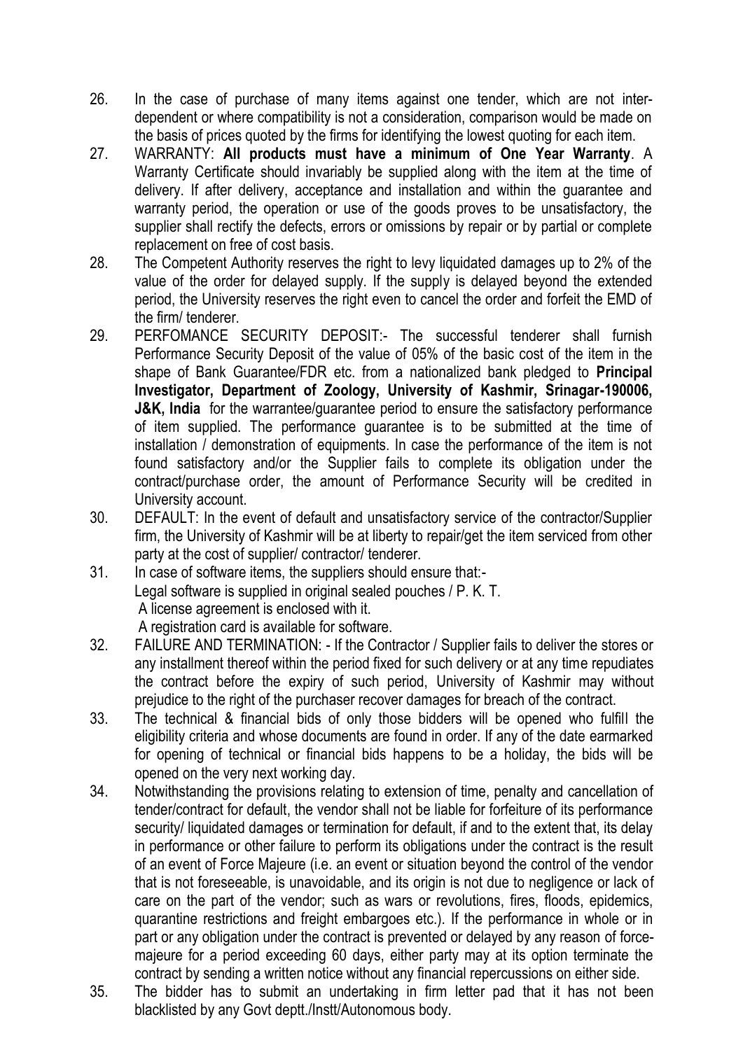26. In the case of purchase of many items against one tender, which are not inter-dependent or where compatibility is not a consideration, comparison would be made on the basis of prices quoted by the firms for identifying the lowest quoting for each item.
27. WARRANTY: **All products must have a minimum of One Year Warranty**. A Warranty Certificate should invariably be supplied along with the item at the time of delivery. If after delivery, acceptance and installation and within the guarantee and warranty period, the operation or use of the goods proves to be unsatisfactory, the supplier shall rectify the defects, errors or omissions by repair or by partial or complete replacement on free of cost basis.
28. The Competent Authority reserves the right to levy liquidated damages up to 2% of the value of the order for delayed supply. If the supply is delayed beyond the extended period, the University reserves the right even to cancel the order and forfeit the EMD of the firm/ tenderer.
29. PERFOMANCE SECURITY DEPOSIT:- The successful tenderer shall furnish Performance Security Deposit of the value of 05% of the basic cost of the item in the shape of Bank Guarantee/FDR etc. from a nationalized bank pledged to **Principal Investigator, Department of Zoology, University of Kashmir, Srinagar-190006, J&K, India** for the warrantee/guarantee period to ensure the satisfactory performance of item supplied. The performance guarantee is to be submitted at the time of installation / demonstration of equipments. In case the performance of the item is not found satisfactory and/or the Supplier fails to complete its obligation under the contract/purchase order, the amount of Performance Security will be credited in University account.
30. DEFAULT: In the event of default and unsatisfactory service of the contractor/Supplier firm, the University of Kashmir will be at liberty to repair/get the item serviced from other party at the cost of supplier/ contractor/ tenderer.
31. In case of software items, the suppliers should ensure that:-
    Legal software is supplied in original sealed pouches / P. K. T.
    A license agreement is enclosed with it.
    A registration card is available for software.
32. FAILURE AND TERMINATION: - If the Contractor / Supplier fails to deliver the stores or any installment thereof within the period fixed for such delivery or at any time repudiates the contract before the expiry of such period, University of Kashmir may without prejudice to the right of the purchaser recover damages for breach of the contract.
33. The technical & financial bids of only those bidders will be opened who fulfill the eligibility criteria and whose documents are found in order. If any of the date earmarked for opening of technical or financial bids happens to be a holiday, the bids will be opened on the very next working day.
34. Notwithstanding the provisions relating to extension of time, penalty and cancellation of tender/contract for default, the vendor shall not be liable for forfeiture of its performance security/ liquidated damages or termination for default, if and to the extent that, its delay in performance or other failure to perform its obligations under the contract is the result of an event of Force Majeure (i.e. an event or situation beyond the control of the vendor that is not foreseeable, is unavoidable, and its origin is not due to negligence or lack of care on the part of the vendor; such as wars or revolutions, fires, floods, epidemics, quarantine restrictions and freight embargoes etc.). If the performance in whole or in part or any obligation under the contract is prevented or delayed by any reason of force-majeure for a period exceeding 60 days, either party may at its option terminate the contract by sending a written notice without any financial repercussions on either side.
35. The bidder has to submit an undertaking in firm letter pad that it has not been blacklisted by any Govt deptt./Instt/Autonomous body.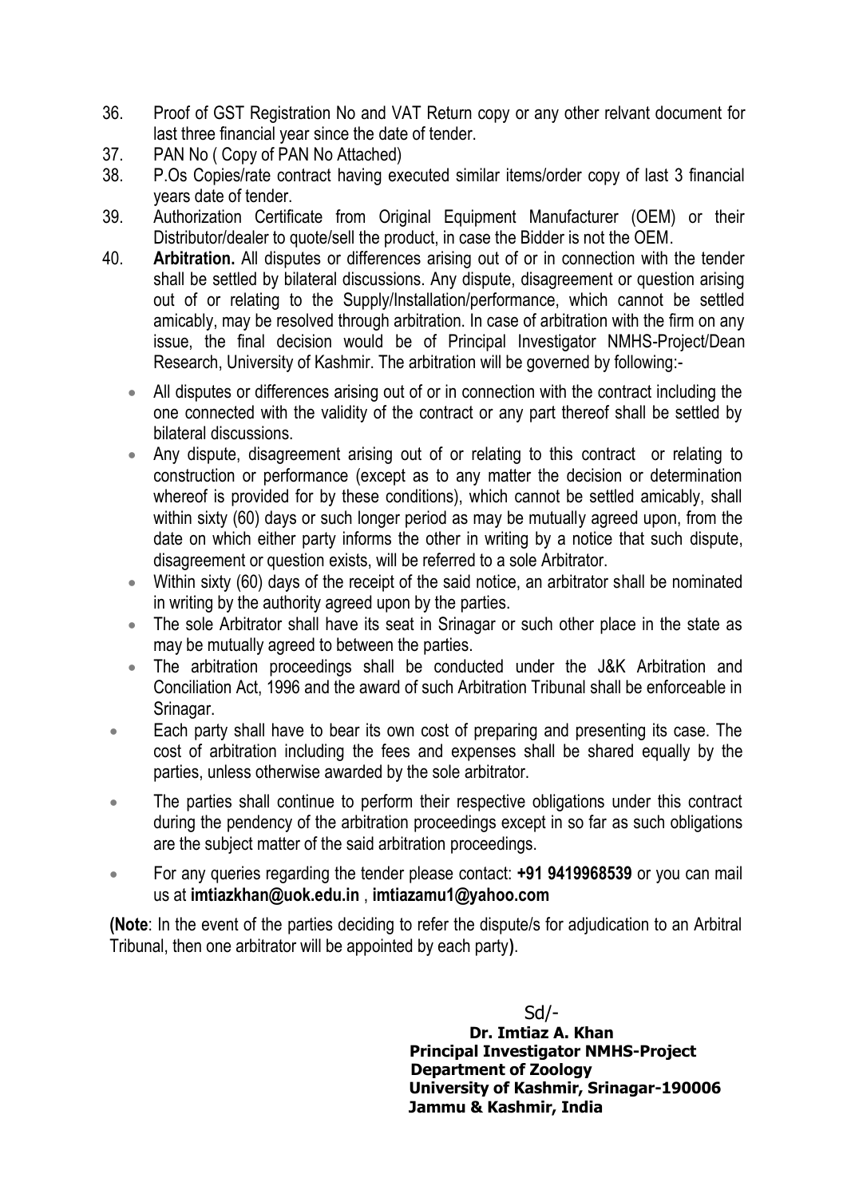36. Proof of GST Registration No and VAT Return copy or any other relvant document for last three financial year since the date of tender.
37. PAN No ( Copy of PAN No Attached)
38. P.Os Copies/rate contract having executed similar items/order copy of last 3 financial years date of tender.
39. Authorization Certificate from Original Equipment Manufacturer (OEM) or their Distributor/dealer to quote/sell the product, in case the Bidder is not the OEM.
40. **Arbitration.** All disputes or differences arising out of or in connection with the tender shall be settled by bilateral discussions. Any dispute, disagreement or question arising out of or relating to the Supply/Installation/performance, which cannot be settled amicably, may be resolved through arbitration. In case of arbitration with the firm on any issue, the final decision would be of Principal Investigator NMHS-Project/Dean Research, University of Kashmir. The arbitration will be governed by following:-
    - All disputes or differences arising out of or in connection with the contract including the one connected with the validity of the contract or any part thereof shall be settled by bilateral discussions.
    - Any dispute, disagreement or question arising out of or relating to this contract or relating to construction or performance (except as to any matter the decision or determination whereof is provided for by these conditions), which cannot be settled amicably, shall within sixty (60) days or such longer period as may be mutually agreed upon, from the date on which either party informs the other in writing by a notice that such dispute, disagreement or question exists, will be referred to a sole Arbitrator.
    - Within sixty (60) days of the receipt of the said notice, an arbitrator shall be nominated in writing by the authority agreed upon by the parties.
    - The sole Arbitrator shall have its seat in Srinagar or such other place in the state as may be mutually agreed to between the parties.
    - The arbitration proceedings shall be conducted under the J&K Arbitration and Conciliation Act, 1996 and the award of such Arbitration Tribunal shall be enforceable in Srinagar.

- Each party shall have to bear its own cost of preparing and presenting its case. The cost of arbitration including the fees and expenses shall be shared equally by the parties, unless otherwise awarded by the sole arbitrator.
- The parties shall continue to perform their respective obligations under this contract during the pendency of the arbitration proceedings except in so far as such obligations are the subject matter of the said arbitration proceedings.
- For any queries regarding the tender please contact: **+91 9419968539** or you can mail us at **imtiazkhan@uok.edu.in** , **imtiazamu1@yahoo.com**

(**Note**: In the event of the parties deciding to refer the dispute/s for adjudication to an Arbitral Tribunal, then one arbitrator will be appointed by each party).

Sd/-

**Dr. Imtiaz A. Khan**
**Principal Investigator NMHS-Project**
**Department of Zoology**
**University of Kashmir, Srinagar-190006**
**Jammu & Kashmir, India**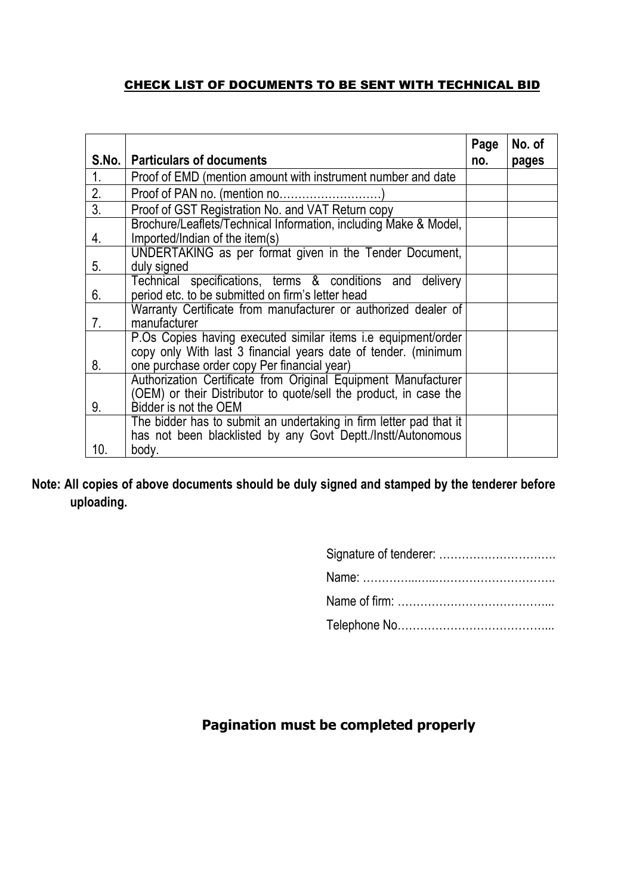## CHECK LIST OF DOCUMENTS TO BE SENT WITH TECHNICAL BID

| S.No. | Particulars of documents | Page no. | No. of pages |
|---|---|---|---|
| 1. | Proof of EMD (mention amount with instrument number and date | | |
| 2. | Proof of PAN no. (mention no……………………….) | | |
| 3. | Proof of GST Registration No. and VAT Return copy | | |
| 4. | Brochure/Leaflets/Technical Information, including Make & Model, Imported/Indian of the item(s) | | |
| 5. | UNDERTAKING as per format given in the Tender Document, duly signed | | |
| 6. | Technical specifications, terms & conditions and delivery period etc. to be submitted on firm's letter head | | |
| 7. | Warranty Certificate from manufacturer or authorized dealer of manufacturer | | |
| 8. | P.Os Copies having executed similar items i.e equipment/order copy only With last 3 financial years date of tender. (minimum one purchase order copy Per financial year) | | |
| 9. | Authorization Certificate from Original Equipment Manufacturer (OEM) or their Distributor to quote/sell the product, in case the Bidder is not the OEM | | |
| 10. | The bidder has to submit an undertaking in firm letter pad that it has not been blacklisted by any Govt Deptt./Instt/Autonomous body. | | |

**Note: All copies of above documents should be duly signed and stamped by the tenderer before uploading.**

Signature of tenderer: ………………………….

Name: ……………..…..………………………….

Name of firm: …………………………………...

Telephone No…………………………………...

**Pagination must be completed properly**